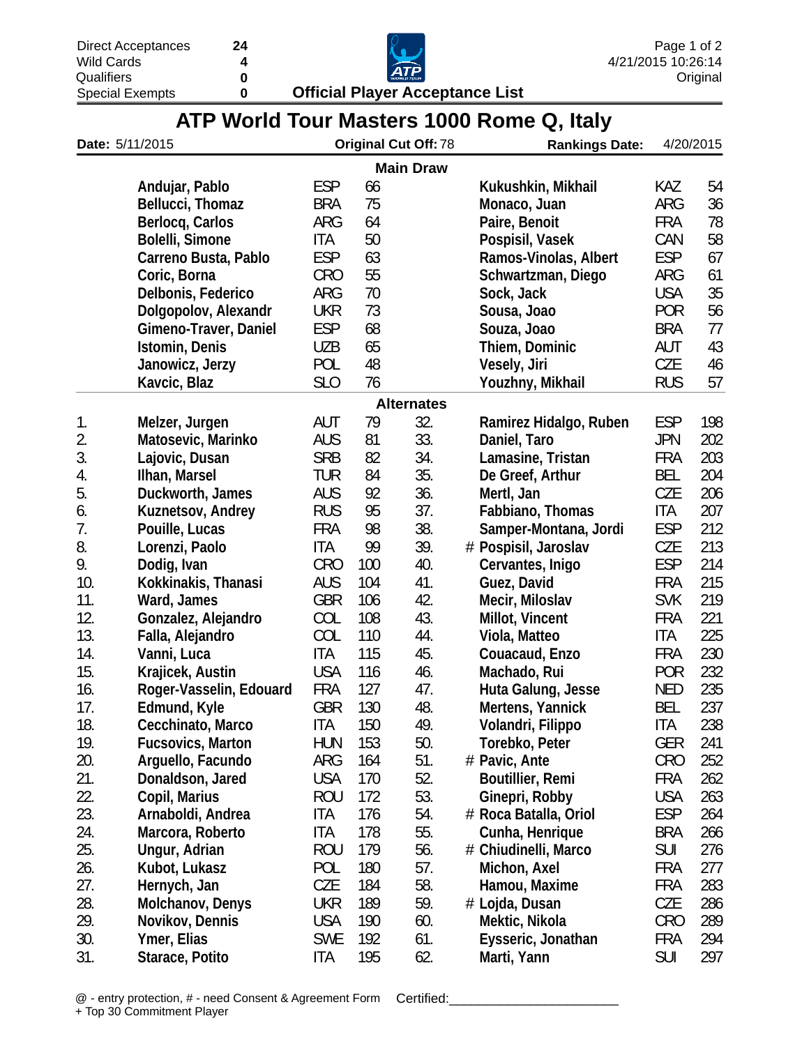| | |
|---|---|
| Direct Acceptances | 24 |
| Wild Cards | 4 |
| Qualifiers | 0 |
| Special Exempts | 0 |

4/21/2015 10:26:14
Original

**Official Player Acceptance List**

# ATP World Tour Masters 1000 Rome Q, Italy

**Date:** 5/11/2015 | **Original Cut Off:** 78 | **Rankings Date:** 4/20/2015

## Main Draw

| Player | Country | Rank | Player | Country | Rank |
|---|---|---|---|---|---|
| Andujar, Pablo | ESP | 66 | Kukushkin, Mikhail | KAZ | 54 |
| Bellucci, Thomaz | BRA | 75 | Monaco, Juan | ARG | 36 |
| Berlocq, Carlos | ARG | 64 | Paire, Benoit | FRA | 78 |
| Bolelli, Simone | ITA | 50 | Pospisil, Vasek | CAN | 58 |
| Carreno Busta, Pablo | ESP | 63 | Ramos-Vinolas, Albert | ESP | 67 |
| Coric, Borna | CRO | 55 | Schwartzman, Diego | ARG | 61 |
| Delbonis, Federico | ARG | 70 | Sock, Jack | USA | 35 |
| Dolgopolov, Alexandr | UKR | 73 | Sousa, Joao | POR | 56 |
| Gimeno-Traver, Daniel | ESP | 68 | Souza, Joao | BRA | 77 |
| Istomin, Denis | UZB | 65 | Thiem, Dominic | AUT | 43 |
| Janowicz, Jerzy | POL | 48 | Vesely, Jiri | CZE | 46 |
| Kavcic, Blaz | SLO | 76 | Youzhny, Mikhail | RUS | 57 |

## Alternates

| # | Player | Country | Rank | # | Player | Country | Rank |
|---|---|---|---|---|---|---|---|
| 1. | Melzer, Jurgen | AUT | 79 | 32. | Ramirez Hidalgo, Ruben | ESP | 198 |
| 2. | Matosevic, Marinko | AUS | 81 | 33. | Daniel, Taro | JPN | 202 |
| 3. | Lajovic, Dusan | SRB | 82 | 34. | Lamasine, Tristan | FRA | 203 |
| 4. | Ilhan, Marsel | TUR | 84 | 35. | De Greef, Arthur | BEL | 204 |
| 5. | Duckworth, James | AUS | 92 | 36. | Mertl, Jan | CZE | 206 |
| 6. | Kuznetsov, Andrey | RUS | 95 | 37. | Fabbiano, Thomas | ITA | 207 |
| 7. | Pouille, Lucas | FRA | 98 | 38. | Samper-Montana, Jordi | ESP | 212 |
| 8. | Lorenzi, Paolo | ITA | 99 | 39. | # Pospisil, Jaroslav | CZE | 213 |
| 9. | Dodig, Ivan | CRO | 100 | 40. | Cervantes, Inigo | ESP | 214 |
| 10. | Kokkinakis, Thanasi | AUS | 104 | 41. | Guez, David | FRA | 215 |
| 11. | Ward, James | GBR | 106 | 42. | Mecir, Miloslav | SVK | 219 |
| 12. | Gonzalez, Alejandro | COL | 108 | 43. | Millot, Vincent | FRA | 221 |
| 13. | Falla, Alejandro | COL | 110 | 44. | Viola, Matteo | ITA | 225 |
| 14. | Vanni, Luca | ITA | 115 | 45. | Couacaud, Enzo | FRA | 230 |
| 15. | Krajicek, Austin | USA | 116 | 46. | Machado, Rui | POR | 232 |
| 16. | Roger-Vasselin, Edouard | FRA | 127 | 47. | Huta Galung, Jesse | NED | 235 |
| 17. | Edmund, Kyle | GBR | 130 | 48. | Mertens, Yannick | BEL | 237 |
| 18. | Cecchinato, Marco | ITA | 150 | 49. | Volandri, Filippo | ITA | 238 |
| 19. | Fucsovics, Marton | HUN | 153 | 50. | Torebko, Peter | GER | 241 |
| 20. | Arguello, Facundo | ARG | 164 | 51. | # Pavic, Ante | CRO | 252 |
| 21. | Donaldson, Jared | USA | 170 | 52. | Boutillier, Remi | FRA | 262 |
| 22. | Copil, Marius | ROU | 172 | 53. | Ginepri, Robby | USA | 263 |
| 23. | Arnaboldi, Andrea | ITA | 176 | 54. | # Roca Batalla, Oriol | ESP | 264 |
| 24. | Marcora, Roberto | ITA | 178 | 55. | Cunha, Henrique | BRA | 266 |
| 25. | Ungur, Adrian | ROU | 179 | 56. | # Chiudinelli, Marco | SUI | 276 |
| 26. | Kubot, Lukasz | POL | 180 | 57. | Michon, Axel | FRA | 277 |
| 27. | Hernych, Jan | CZE | 184 | 58. | Hamou, Maxime | FRA | 283 |
| 28. | Molchanov, Denys | UKR | 189 | 59. | # Lojda, Dusan | CZE | 286 |
| 29. | Novikov, Dennis | USA | 190 | 60. | Mektic, Nikola | CRO | 289 |
| 30. | Ymer, Elias | SWE | 192 | 61. | Eysseric, Jonathan | FRA | 294 |
| 31. | Starace, Potito | ITA | 195 | 62. | Marti, Yann | SUI | 297 |

@ - entry protection, # - need Consent & Agreement Form    Certified:______________________
+ Top 30 Commitment Player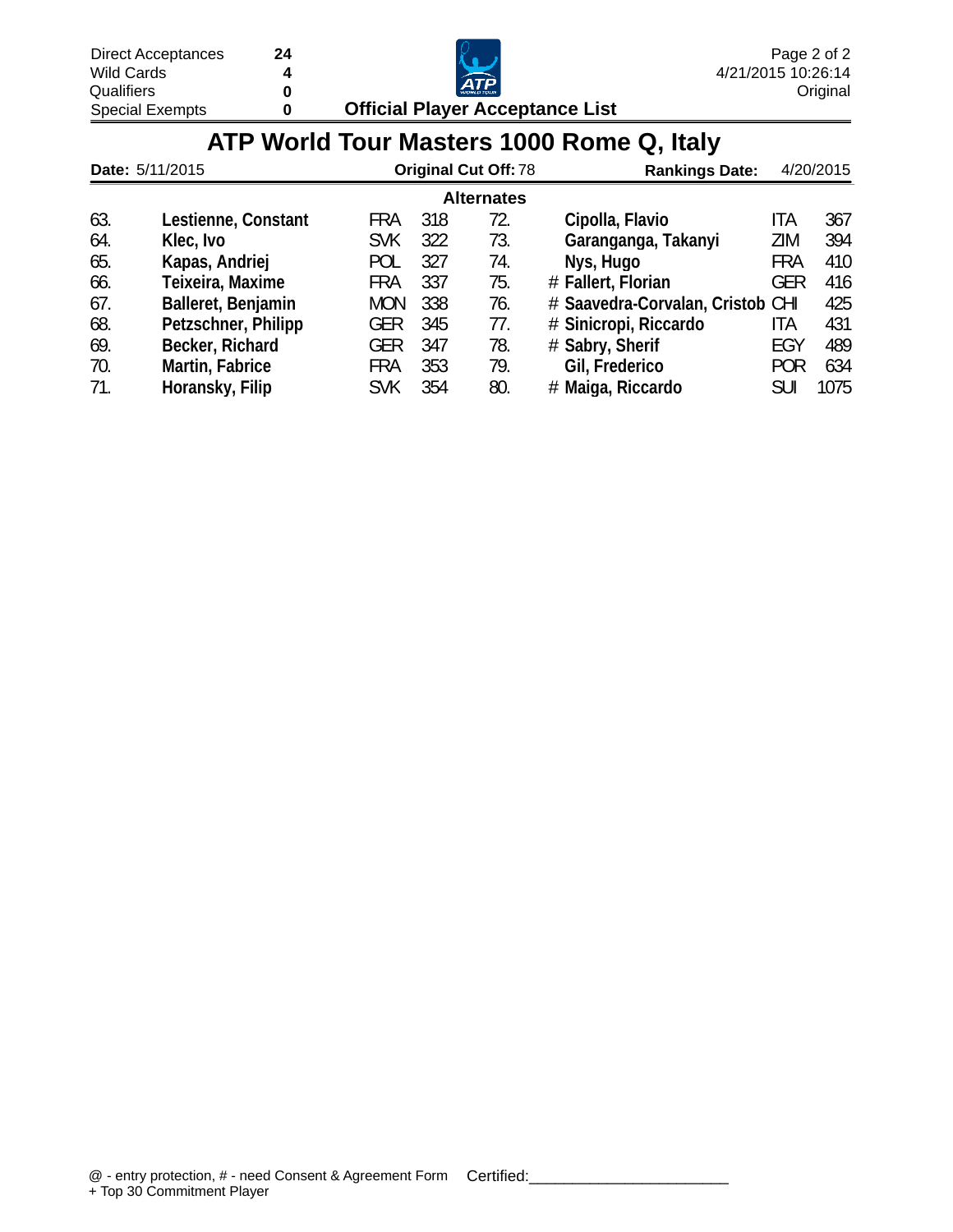| | |
|---|---|
| Direct Acceptances | 24 |
| Wild Cards | 4 |
| Qualifiers | 0 |
| Special Exempts | 0 |

**Official Player Acceptance List**

4/21/2015 10:26:14
Original

# ATP World Tour Masters 1000 Rome Q, Italy

**Date:** 5/11/2015 | **Original Cut Off:** 78 | **Rankings Date:** 4/20/2015

## Alternates

| | | | | | | | | |
|---|---|---|---|---|---|---|---|---|
| 63. | Lestienne, Constant | FRA | 318 | 72. | | Cipolla, Flavio | ITA | 367 |
| 64. | Klec, Ivo | SVK | 322 | 73. | | Garanganga, Takanyi | ZIM | 394 |
| 65. | Kapas, Andriej | POL | 327 | 74. | | Nys, Hugo | FRA | 410 |
| 66. | Teixeira, Maxime | FRA | 337 | 75. | # | Fallert, Florian | GER | 416 |
| 67. | Balleret, Benjamin | MON | 338 | 76. | # | Saavedra-Corvalan, Cristob | CHI | 425 |
| 68. | Petzschner, Philipp | GER | 345 | 77. | # | Sinicropi, Riccardo | ITA | 431 |
| 69. | Becker, Richard | GER | 347 | 78. | # | Sabry, Sherif | EGY | 489 |
| 70. | Martin, Fabrice | FRA | 353 | 79. | | Gil, Frederico | POR | 634 |
| 71. | Horansky, Filip | SVK | 354 | 80. | # | Maiga, Riccardo | SUI | 1075 |

@ - entry protection, # - need Consent & Agreement Form    Certified:_______________________
+ Top 30 Commitment Player